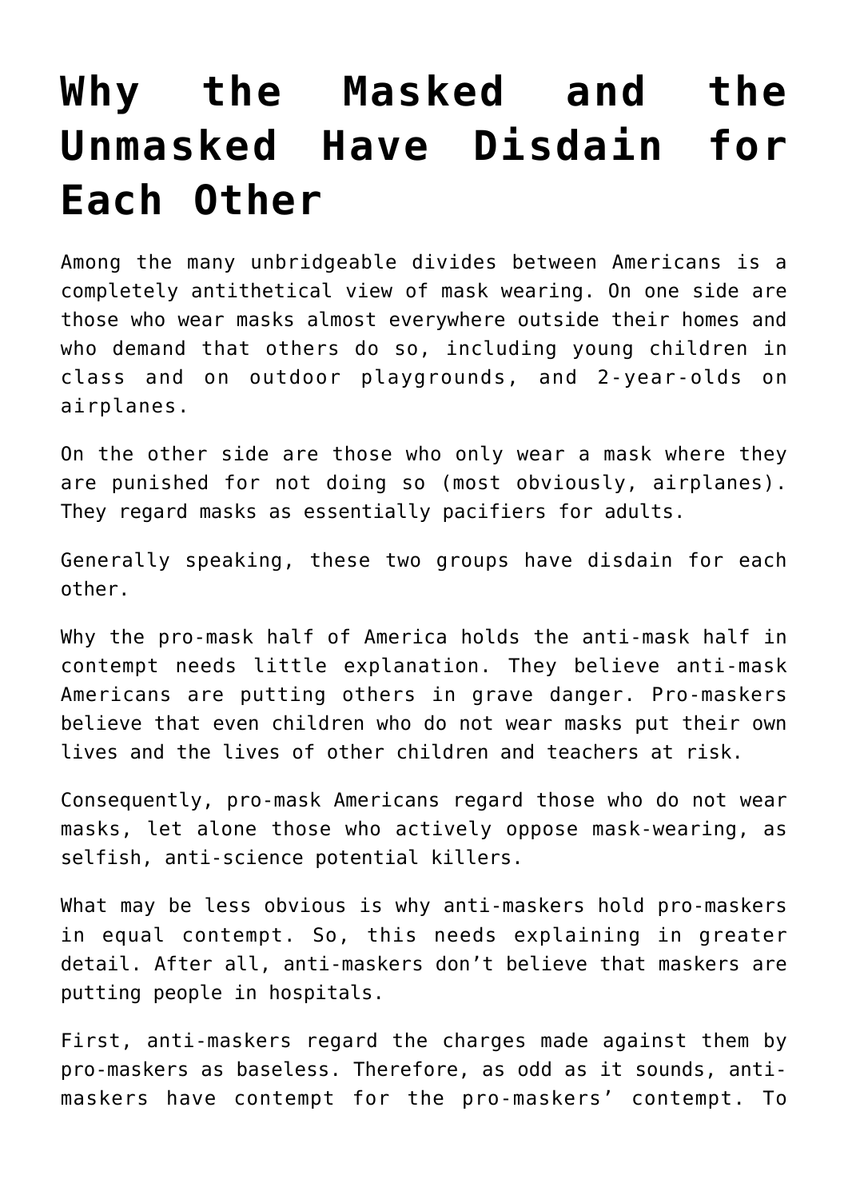# Why the Masked and the Unmasked Have Disdain for Each Other

Among the many unbridgeable divides between Americans is a completely antithetical view of mask wearing. On one side are those who wear masks almost everywhere outside their homes and who demand that others do so, including young children in class and on outdoor playgrounds, and 2-year-olds on airplanes.

On the other side are those who only wear a mask where they are punished for not doing so (most obviously, airplanes). They regard masks as essentially pacifiers for adults.

Generally speaking, these two groups have disdain for each other.

Why the pro-mask half of America holds the anti-mask half in contempt needs little explanation. They believe anti-mask Americans are putting others in grave danger. Pro-maskers believe that even children who do not wear masks put their own lives and the lives of other children and teachers at risk.

Consequently, pro-mask Americans regard those who do not wear masks, let alone those who actively oppose mask-wearing, as selfish, anti-science potential killers.

What may be less obvious is why anti-maskers hold pro-maskers in equal contempt. So, this needs explaining in greater detail. After all, anti-maskers don't believe that maskers are putting people in hospitals.

First, anti-maskers regard the charges made against them by pro-maskers as baseless. Therefore, as odd as it sounds, anti-maskers have contempt for the pro-maskers' contempt. To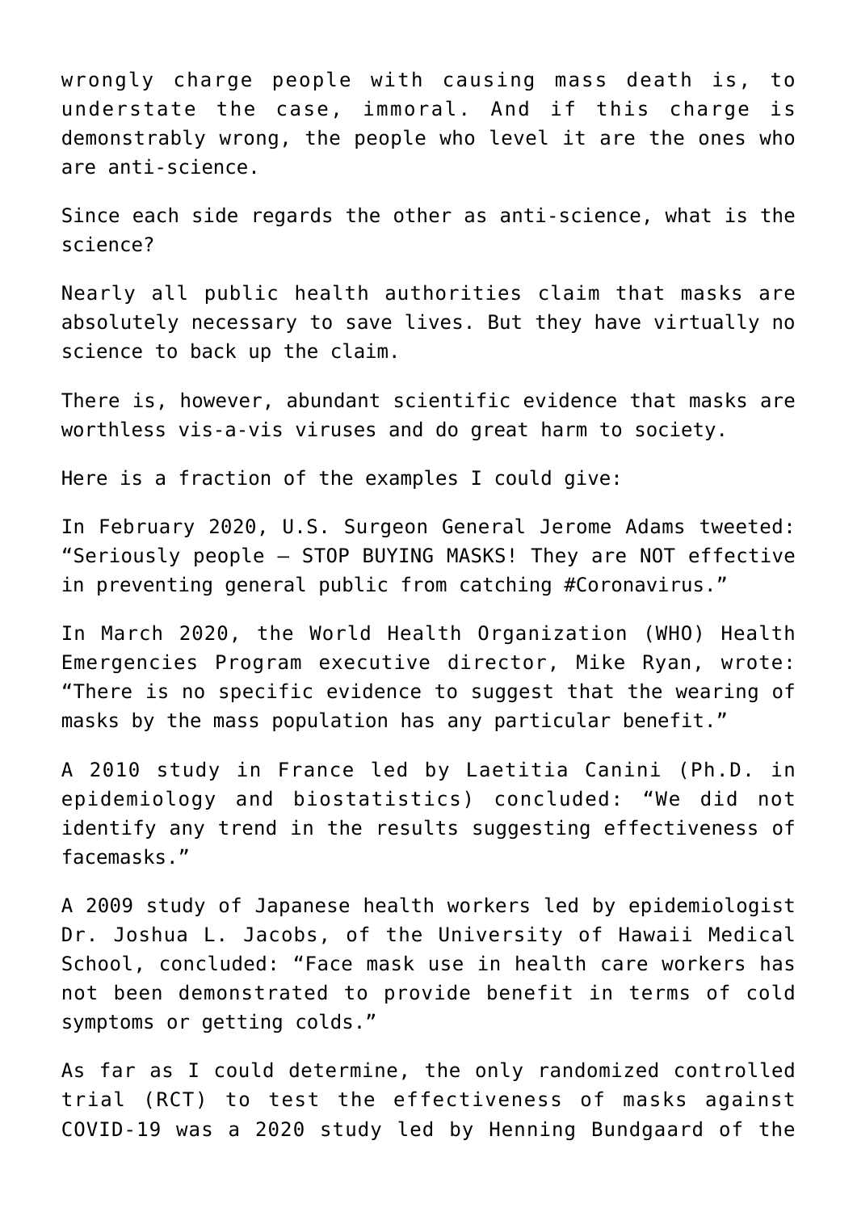wrongly charge people with causing mass death is, to understate the case, immoral. And if this charge is demonstrably wrong, the people who level it are the ones who are anti-science.

Since each side regards the other as anti-science, what is the science?

Nearly all public health authorities claim that masks are absolutely necessary to save lives. But they have virtually no science to back up the claim.

There is, however, abundant scientific evidence that masks are worthless vis-a-vis viruses and do great harm to society.

Here is a fraction of the examples I could give:

In February 2020, U.S. Surgeon General Jerome Adams tweeted: “Seriously people — STOP BUYING MASKS! They are NOT effective in preventing general public from catching #Coronavirus.”

In March 2020, the World Health Organization (WHO) Health Emergencies Program executive director, Mike Ryan, wrote: “There is no specific evidence to suggest that the wearing of masks by the mass population has any particular benefit.”

A 2010 study in France led by Laetitia Canini (Ph.D. in epidemiology and biostatistics) concluded: “We did not identify any trend in the results suggesting effectiveness of facemasks.”

A 2009 study of Japanese health workers led by epidemiologist Dr. Joshua L. Jacobs, of the University of Hawaii Medical School, concluded: “Face mask use in health care workers has not been demonstrated to provide benefit in terms of cold symptoms or getting colds.”

As far as I could determine, the only randomized controlled trial (RCT) to test the effectiveness of masks against COVID-19 was a 2020 study led by Henning Bundgaard of the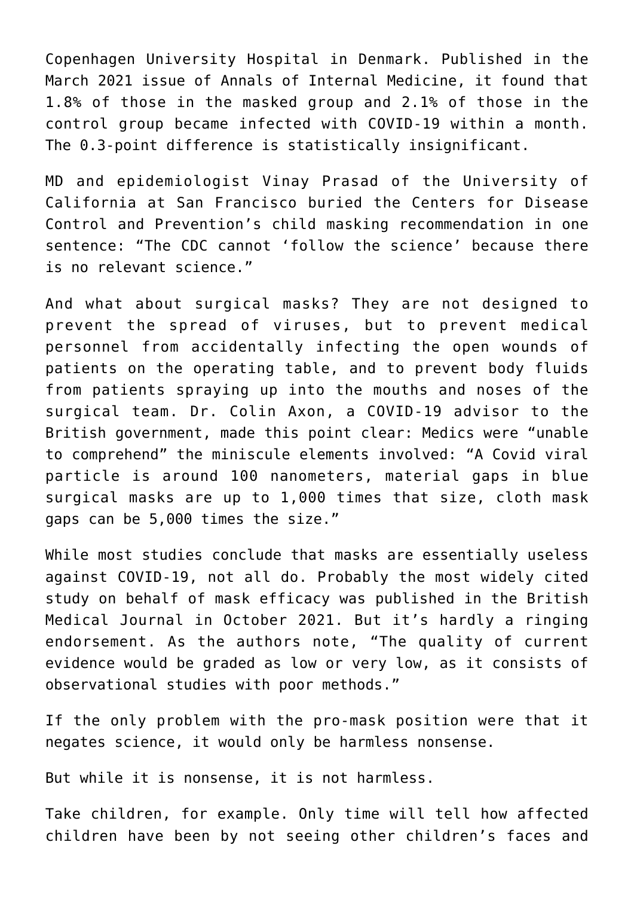Copenhagen University Hospital in Denmark. Published in the March 2021 issue of Annals of Internal Medicine, it found that 1.8% of those in the masked group and 2.1% of those in the control group became infected with COVID-19 within a month. The 0.3-point difference is statistically insignificant.

MD and epidemiologist Vinay Prasad of the University of California at San Francisco buried the Centers for Disease Control and Prevention's child masking recommendation in one sentence: "The CDC cannot 'follow the science' because there is no relevant science."

And what about surgical masks? They are not designed to prevent the spread of viruses, but to prevent medical personnel from accidentally infecting the open wounds of patients on the operating table, and to prevent body fluids from patients spraying up into the mouths and noses of the surgical team. Dr. Colin Axon, a COVID-19 advisor to the British government, made this point clear: Medics were "unable to comprehend" the miniscule elements involved: "A Covid viral particle is around 100 nanometers, material gaps in blue surgical masks are up to 1,000 times that size, cloth mask gaps can be 5,000 times the size."

While most studies conclude that masks are essentially useless against COVID-19, not all do. Probably the most widely cited study on behalf of mask efficacy was published in the British Medical Journal in October 2021. But it's hardly a ringing endorsement. As the authors note, "The quality of current evidence would be graded as low or very low, as it consists of observational studies with poor methods."

If the only problem with the pro-mask position were that it negates science, it would only be harmless nonsense.

But while it is nonsense, it is not harmless.

Take children, for example. Only time will tell how affected children have been by not seeing other children's faces and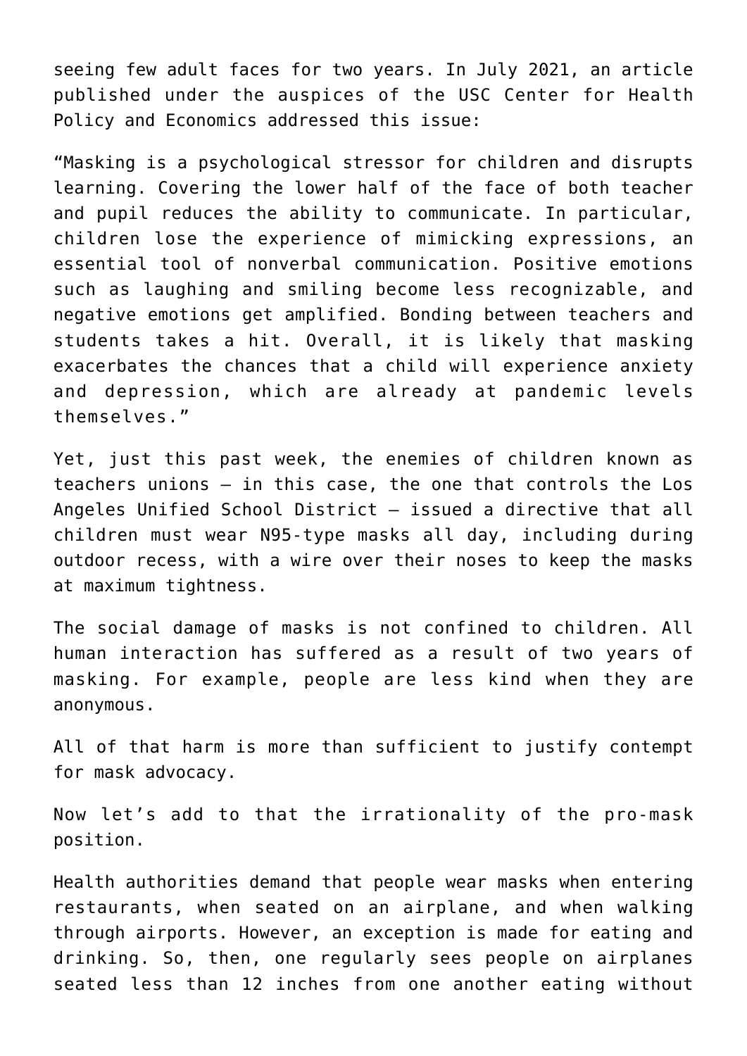seeing few adult faces for two years. In July 2021, an article published under the auspices of the USC Center for Health Policy and Economics addressed this issue:

"Masking is a psychological stressor for children and disrupts learning. Covering the lower half of the face of both teacher and pupil reduces the ability to communicate. In particular, children lose the experience of mimicking expressions, an essential tool of nonverbal communication. Positive emotions such as laughing and smiling become less recognizable, and negative emotions get amplified. Bonding between teachers and students takes a hit. Overall, it is likely that masking exacerbates the chances that a child will experience anxiety and depression, which are already at pandemic levels themselves."

Yet, just this past week, the enemies of children known as teachers unions — in this case, the one that controls the Los Angeles Unified School District — issued a directive that all children must wear N95-type masks all day, including during outdoor recess, with a wire over their noses to keep the masks at maximum tightness.

The social damage of masks is not confined to children. All human interaction has suffered as a result of two years of masking. For example, people are less kind when they are anonymous.

All of that harm is more than sufficient to justify contempt for mask advocacy.

Now let's add to that the irrationality of the pro-mask position.

Health authorities demand that people wear masks when entering restaurants, when seated on an airplane, and when walking through airports. However, an exception is made for eating and drinking. So, then, one regularly sees people on airplanes seated less than 12 inches from one another eating without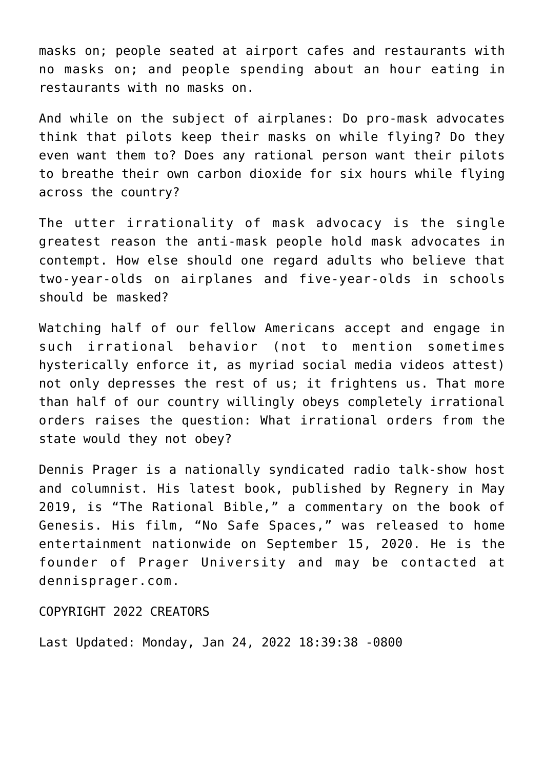masks on; people seated at airport cafes and restaurants with no masks on; and people spending about an hour eating in restaurants with no masks on.

And while on the subject of airplanes: Do pro-mask advocates think that pilots keep their masks on while flying? Do they even want them to? Does any rational person want their pilots to breathe their own carbon dioxide for six hours while flying across the country?

The utter irrationality of mask advocacy is the single greatest reason the anti-mask people hold mask advocates in contempt. How else should one regard adults who believe that two-year-olds on airplanes and five-year-olds in schools should be masked?

Watching half of our fellow Americans accept and engage in such irrational behavior (not to mention sometimes hysterically enforce it, as myriad social media videos attest) not only depresses the rest of us; it frightens us. That more than half of our country willingly obeys completely irrational orders raises the question: What irrational orders from the state would they not obey?

Dennis Prager is a nationally syndicated radio talk-show host and columnist. His latest book, published by Regnery in May 2019, is "The Rational Bible," a commentary on the book of Genesis. His film, "No Safe Spaces," was released to home entertainment nationwide on September 15, 2020. He is the founder of Prager University and may be contacted at dennisprager.com.

COPYRIGHT 2022 CREATORS

Last Updated: Monday, Jan 24, 2022 18:39:38 -0800